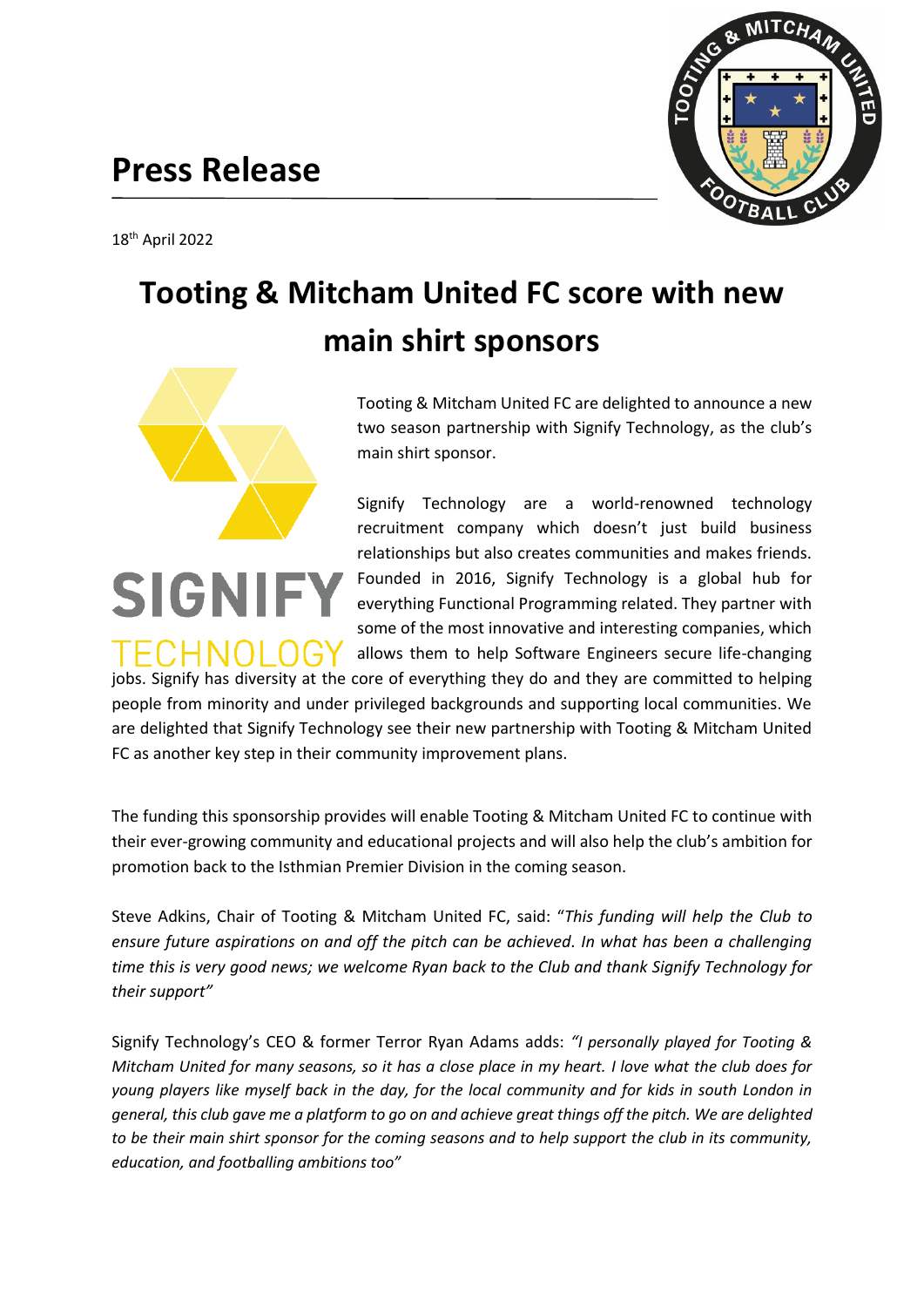# Press Release

18th April 2022

## Tooting & Mitcham United FC score with new main shirt sponsors

Tooting & Mitcham United FC are delighted to announce a new two season partnership with Signify Technology, as the club's main shirt sponsor.

Signify Technology are a world-renowned technology recruitment company which doesn't just build business relationships but also creates communities and makes friends. Founded in 2016, Signify Technology is a global hub for everything Functional Programming related. They partner with some of the most innovative and interesting companies, which allows them to help Software Engineers secure life-changing jobs. Signify has diversity at the core of everything they do and they are committed to helping people from minority and under privileged backgrounds and supporting local communities. We are delighted that Signify Technology see their new partnership with Tooting & Mitcham United FC as another key step in their community improvement plans.

The funding this sponsorship provides will enable Tooting & Mitcham United FC to continue with their ever-growing community and educational projects and will also help the club's ambition for promotion back to the Isthmian Premier Division in the coming season.

Steve Adkins, Chair of Tooting & Mitcham United FC, said: "*This funding will help the Club to ensure future aspirations on and off the pitch can be achieved. In what has been a challenging time this is very good news; we welcome Ryan back to the Club and thank Signify Technology for their support"*

Signify Technology's CEO & former Terror Ryan Adams adds: *"I personally played for Tooting & Mitcham United for many seasons, so it has a close place in my heart. I love what the club does for young players like myself back in the day, for the local community and for kids in south London in general, this club gave me a platform to go on and achieve great things off the pitch. We are delighted to be their main shirt sponsor for the coming seasons and to help support the club in its community, education, and footballing ambitions too"*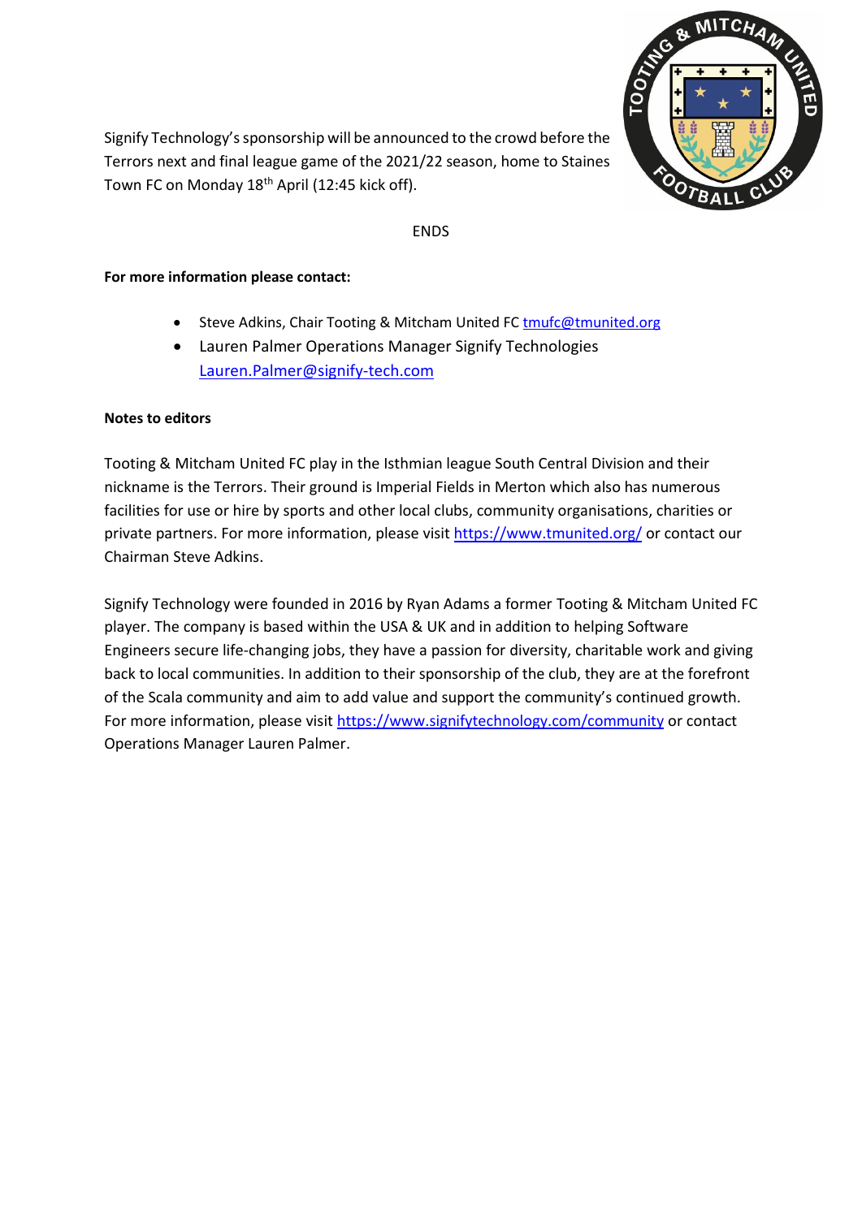Signify Technology's sponsorship will be announced to the crowd before the Terrors next and final league game of the 2021/22 season, home to Staines Town FC on Monday 18th April (12:45 kick off).

ENDS

**For more information please contact:**

- Steve Adkins, Chair Tooting & Mitcham United FC tmufc@tmunited.org
- Lauren Palmer Operations Manager Signify Technologies Lauren.Palmer@signify-tech.com

**Notes to editors**

Tooting & Mitcham United FC play in the Isthmian league South Central Division and their nickname is the Terrors. Their ground is Imperial Fields in Merton which also has numerous facilities for use or hire by sports and other local clubs, community organisations, charities or private partners. For more information, please visit https://www.tmunited.org/ or contact our Chairman Steve Adkins.

Signify Technology were founded in 2016 by Ryan Adams a former Tooting & Mitcham United FC player. The company is based within the USA & UK and in addition to helping Software Engineers secure life-changing jobs, they have a passion for diversity, charitable work and giving back to local communities. In addition to their sponsorship of the club, they are at the forefront of the Scala community and aim to add value and support the community's continued growth. For more information, please visit https://www.signifytechnology.com/community or contact Operations Manager Lauren Palmer.